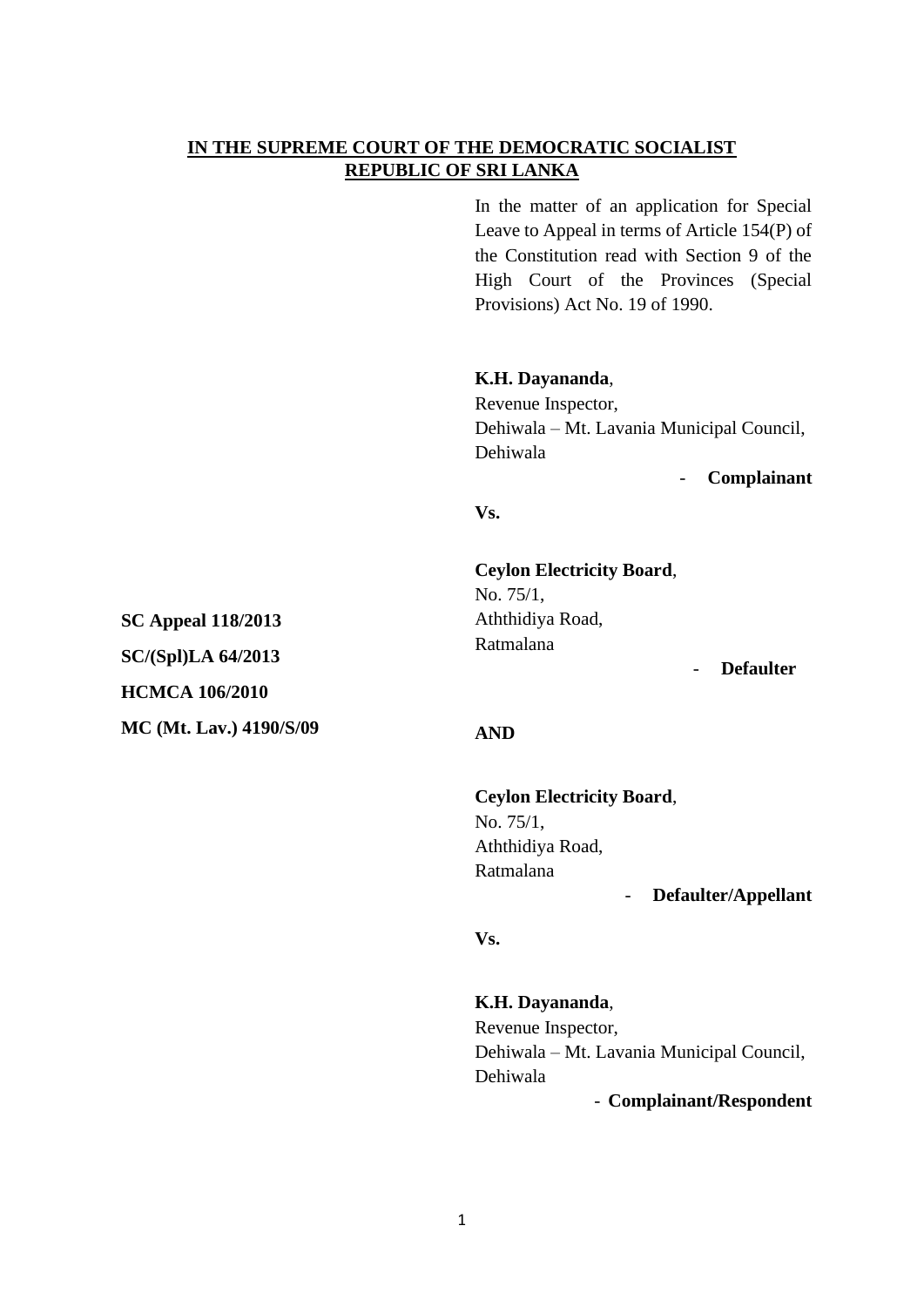**IN THE SUPREME COURT OF THE DEMOCRATIC SOCIALIST REPUBLIC OF SRI LANKA**

In the matter of an application for Special Leave to Appeal in terms of Article 154(P) of the Constitution read with Section 9 of the High Court of the Provinces (Special Provisions) Act No. 19 of 1990.

**K.H. Dayananda**,
Revenue Inspector,
Dehiwala – Mt. Lavania Municipal Council,
Dehiwala

- **Complainant**

**Vs.**

**Ceylon Electricity Board**,
No. 75/1,
Aththidiya Road,
Ratmalana

- **Defaulter**

**SC Appeal 118/2013**

**SC/(Spl)LA 64/2013**

**HCMCA 106/2010**

**MC (Mt. Lav.) 4190/S/09**

**AND**

**Ceylon Electricity Board**,
No. 75/1,
Aththidiya Road,
Ratmalana

- **Defaulter/Appellant**

**Vs.**

**K.H. Dayananda**,
Revenue Inspector,
Dehiwala – Mt. Lavania Municipal Council,
Dehiwala

- **Complainant/Respondent**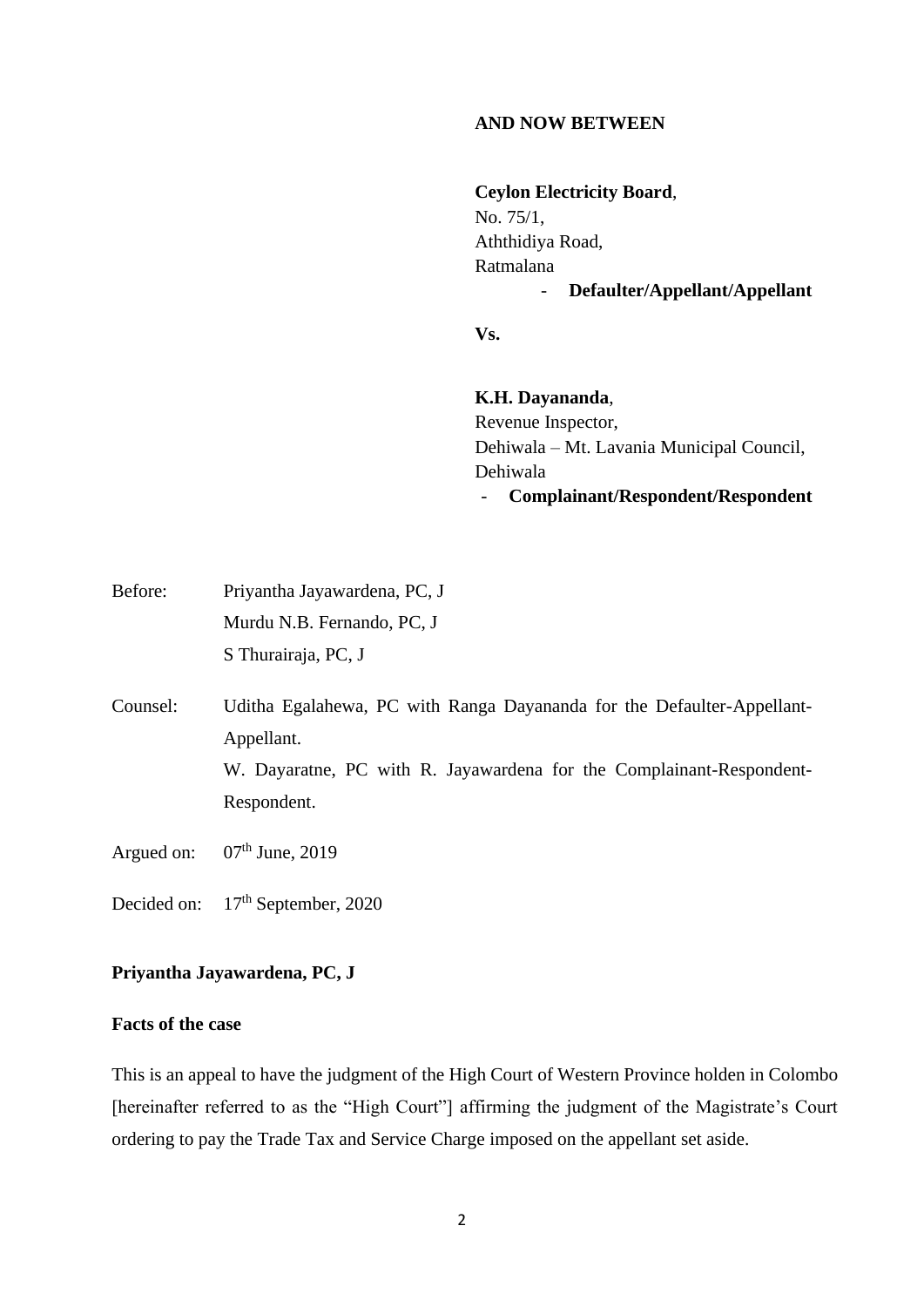**AND NOW BETWEEN**

**Ceylon Electricity Board**,
No. 75/1,
Aththidiya Road,
Ratmalana

- **Defaulter/Appellant/Appellant**

**Vs.**

**K.H. Dayananda**,
Revenue Inspector,
Dehiwala – Mt. Lavania Municipal Council,
Dehiwala

- **Complainant/Respondent/Respondent**

Before: Priyantha Jayawardena, PC, J
Murdu N.B. Fernando, PC, J
S Thurairaja, PC, J

Counsel: Uditha Egalahewa, PC with Ranga Dayananda for the Defaulter-Appellant-Appellant.
W. Dayaratne, PC with R. Jayawardena for the Complainant-Respondent-Respondent.

Argued on: 07th June, 2019

Decided on: 17th September, 2020

**Priyantha Jayawardena, PC, J**

**Facts of the case**

This is an appeal to have the judgment of the High Court of Western Province holden in Colombo [hereinafter referred to as the "High Court"] affirming the judgment of the Magistrate's Court ordering to pay the Trade Tax and Service Charge imposed on the appellant set aside.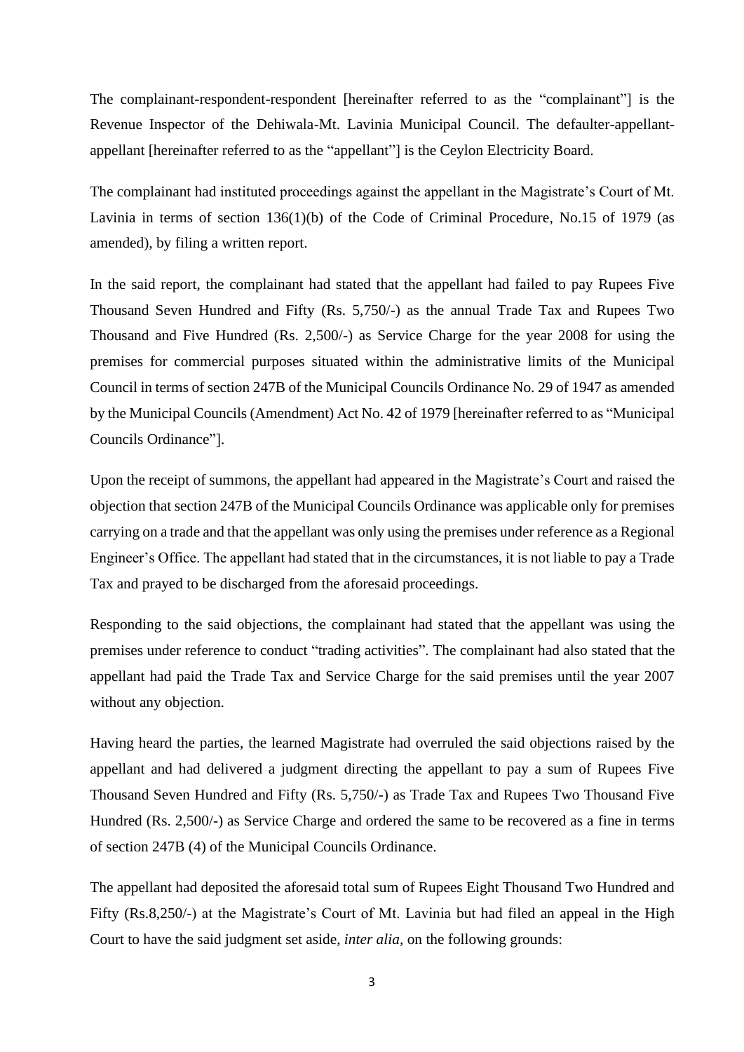The complainant-respondent-respondent [hereinafter referred to as the "complainant"] is the Revenue Inspector of the Dehiwala-Mt. Lavinia Municipal Council. The defaulter-appellant-appellant [hereinafter referred to as the "appellant"] is the Ceylon Electricity Board.

The complainant had instituted proceedings against the appellant in the Magistrate's Court of Mt. Lavinia in terms of section 136(1)(b) of the Code of Criminal Procedure, No.15 of 1979 (as amended), by filing a written report.

In the said report, the complainant had stated that the appellant had failed to pay Rupees Five Thousand Seven Hundred and Fifty (Rs. 5,750/-) as the annual Trade Tax and Rupees Two Thousand and Five Hundred (Rs. 2,500/-) as Service Charge for the year 2008 for using the premises for commercial purposes situated within the administrative limits of the Municipal Council in terms of section 247B of the Municipal Councils Ordinance No. 29 of 1947 as amended by the Municipal Councils (Amendment) Act No. 42 of 1979 [hereinafter referred to as "Municipal Councils Ordinance"].

Upon the receipt of summons, the appellant had appeared in the Magistrate's Court and raised the objection that section 247B of the Municipal Councils Ordinance was applicable only for premises carrying on a trade and that the appellant was only using the premises under reference as a Regional Engineer's Office. The appellant had stated that in the circumstances, it is not liable to pay a Trade Tax and prayed to be discharged from the aforesaid proceedings.

Responding to the said objections, the complainant had stated that the appellant was using the premises under reference to conduct "trading activities". The complainant had also stated that the appellant had paid the Trade Tax and Service Charge for the said premises until the year 2007 without any objection.

Having heard the parties, the learned Magistrate had overruled the said objections raised by the appellant and had delivered a judgment directing the appellant to pay a sum of Rupees Five Thousand Seven Hundred and Fifty (Rs. 5,750/-) as Trade Tax and Rupees Two Thousand Five Hundred (Rs. 2,500/-) as Service Charge and ordered the same to be recovered as a fine in terms of section 247B (4) of the Municipal Councils Ordinance.

The appellant had deposited the aforesaid total sum of Rupees Eight Thousand Two Hundred and Fifty (Rs.8,250/-) at the Magistrate's Court of Mt. Lavinia but had filed an appeal in the High Court to have the said judgment set aside, *inter alia*, on the following grounds: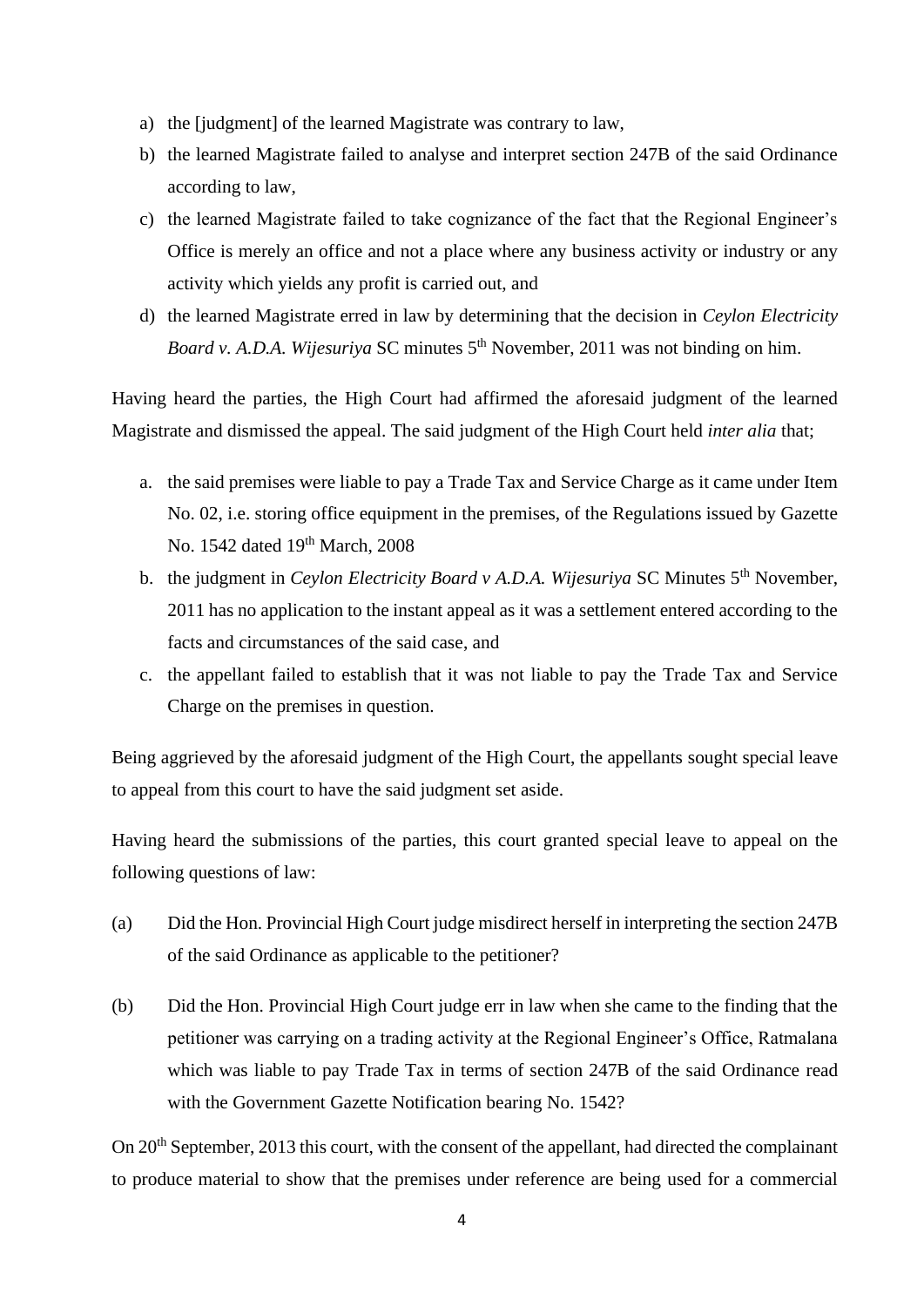a) the [judgment] of the learned Magistrate was contrary to law,
b) the learned Magistrate failed to analyse and interpret section 247B of the said Ordinance according to law,
c) the learned Magistrate failed to take cognizance of the fact that the Regional Engineer's Office is merely an office and not a place where any business activity or industry or any activity which yields any profit is carried out, and
d) the learned Magistrate erred in law by determining that the decision in *Ceylon Electricity Board v. A.D.A. Wijesuriya* SC minutes 5th November, 2011 was not binding on him.

Having heard the parties, the High Court had affirmed the aforesaid judgment of the learned Magistrate and dismissed the appeal. The said judgment of the High Court held *inter alia* that;

a. the said premises were liable to pay a Trade Tax and Service Charge as it came under Item No. 02, i.e. storing office equipment in the premises, of the Regulations issued by Gazette No. 1542 dated 19th March, 2008
b. the judgment in *Ceylon Electricity Board v A.D.A. Wijesuriya* SC Minutes 5th November, 2011 has no application to the instant appeal as it was a settlement entered according to the facts and circumstances of the said case, and
c. the appellant failed to establish that it was not liable to pay the Trade Tax and Service Charge on the premises in question.

Being aggrieved by the aforesaid judgment of the High Court, the appellants sought special leave to appeal from this court to have the said judgment set aside.

Having heard the submissions of the parties, this court granted special leave to appeal on the following questions of law:

(a) Did the Hon. Provincial High Court judge misdirect herself in interpreting the section 247B of the said Ordinance as applicable to the petitioner?

(b) Did the Hon. Provincial High Court judge err in law when she came to the finding that the petitioner was carrying on a trading activity at the Regional Engineer's Office, Ratmalana which was liable to pay Trade Tax in terms of section 247B of the said Ordinance read with the Government Gazette Notification bearing No. 1542?

On 20th September, 2013 this court, with the consent of the appellant, had directed the complainant to produce material to show that the premises under reference are being used for a commercial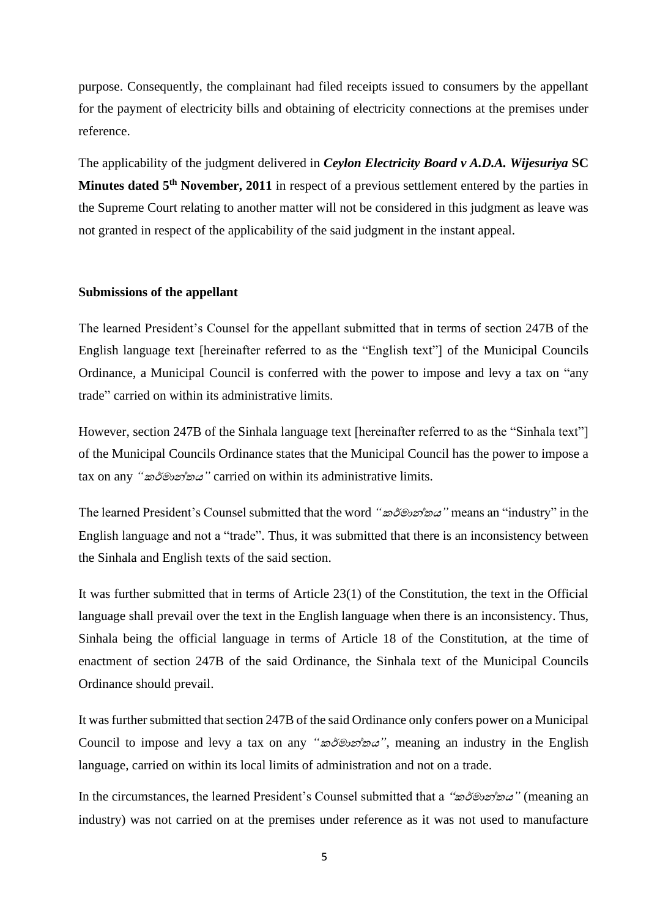purpose. Consequently, the complainant had filed receipts issued to consumers by the appellant for the payment of electricity bills and obtaining of electricity connections at the premises under reference.

The applicability of the judgment delivered in ***Ceylon Electricity Board v A.D.A. Wijesuriya*** **SC Minutes dated 5th November, 2011** in respect of a previous settlement entered by the parties in the Supreme Court relating to another matter will not be considered in this judgment as leave was not granted in respect of the applicability of the said judgment in the instant appeal.

**Submissions of the appellant**

The learned President's Counsel for the appellant submitted that in terms of section 247B of the English language text [hereinafter referred to as the "English text"] of the Municipal Councils Ordinance, a Municipal Council is conferred with the power to impose and levy a tax on "any trade" carried on within its administrative limits.

However, section 247B of the Sinhala language text [hereinafter referred to as the "Sinhala text"] of the Municipal Councils Ordinance states that the Municipal Council has the power to impose a tax on any *"කර්මාන්තය"* carried on within its administrative limits.

The learned President's Counsel submitted that the word *"කර්මාන්තය"* means an "industry" in the English language and not a "trade". Thus, it was submitted that there is an inconsistency between the Sinhala and English texts of the said section.

It was further submitted that in terms of Article 23(1) of the Constitution, the text in the Official language shall prevail over the text in the English language when there is an inconsistency. Thus, Sinhala being the official language in terms of Article 18 of the Constitution, at the time of enactment of section 247B of the said Ordinance, the Sinhala text of the Municipal Councils Ordinance should prevail.

It was further submitted that section 247B of the said Ordinance only confers power on a Municipal Council to impose and levy a tax on any *"කර්මාන්තය"*, meaning an industry in the English language, carried on within its local limits of administration and not on a trade.

In the circumstances, the learned President's Counsel submitted that a *"කර්මාන්තය"* (meaning an industry) was not carried on at the premises under reference as it was not used to manufacture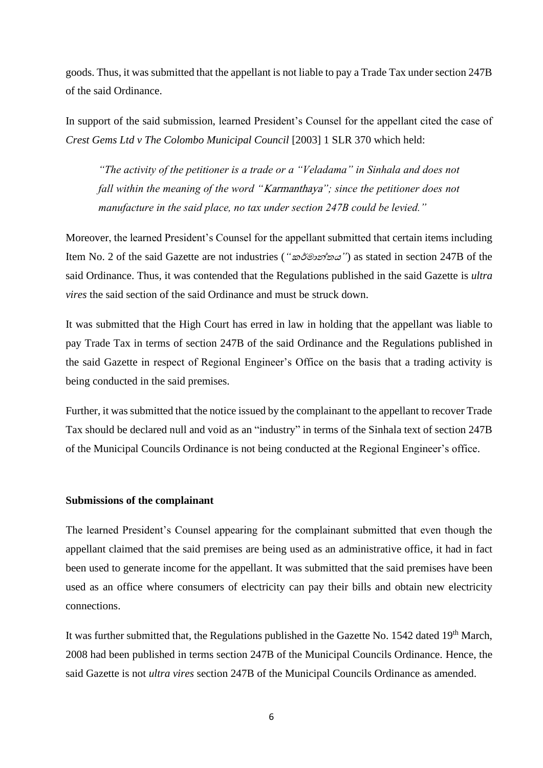goods. Thus, it was submitted that the appellant is not liable to pay a Trade Tax under section 247B of the said Ordinance.

In support of the said submission, learned President's Counsel for the appellant cited the case of *Crest Gems Ltd v The Colombo Municipal Council* [2003] 1 SLR 370 which held:

> *"The activity of the petitioner is a trade or a "Veladama" in Sinhala and does not fall within the meaning of the word "Karmanthaya"; since the petitioner does not manufacture in the said place, no tax under section 247B could be levied."*

Moreover, the learned President's Counsel for the appellant submitted that certain items including Item No. 2 of the said Gazette are not industries (*"කර්මාන්තය"*) as stated in section 247B of the said Ordinance. Thus, it was contended that the Regulations published in the said Gazette is *ultra vires* the said section of the said Ordinance and must be struck down.

It was submitted that the High Court has erred in law in holding that the appellant was liable to pay Trade Tax in terms of section 247B of the said Ordinance and the Regulations published in the said Gazette in respect of Regional Engineer's Office on the basis that a trading activity is being conducted in the said premises.

Further, it was submitted that the notice issued by the complainant to the appellant to recover Trade Tax should be declared null and void as an "industry" in terms of the Sinhala text of section 247B of the Municipal Councils Ordinance is not being conducted at the Regional Engineer's office.

**Submissions of the complainant**

The learned President's Counsel appearing for the complainant submitted that even though the appellant claimed that the said premises are being used as an administrative office, it had in fact been used to generate income for the appellant. It was submitted that the said premises have been used as an office where consumers of electricity can pay their bills and obtain new electricity connections.

It was further submitted that, the Regulations published in the Gazette No. 1542 dated 19th March, 2008 had been published in terms section 247B of the Municipal Councils Ordinance. Hence, the said Gazette is not *ultra vires* section 247B of the Municipal Councils Ordinance as amended.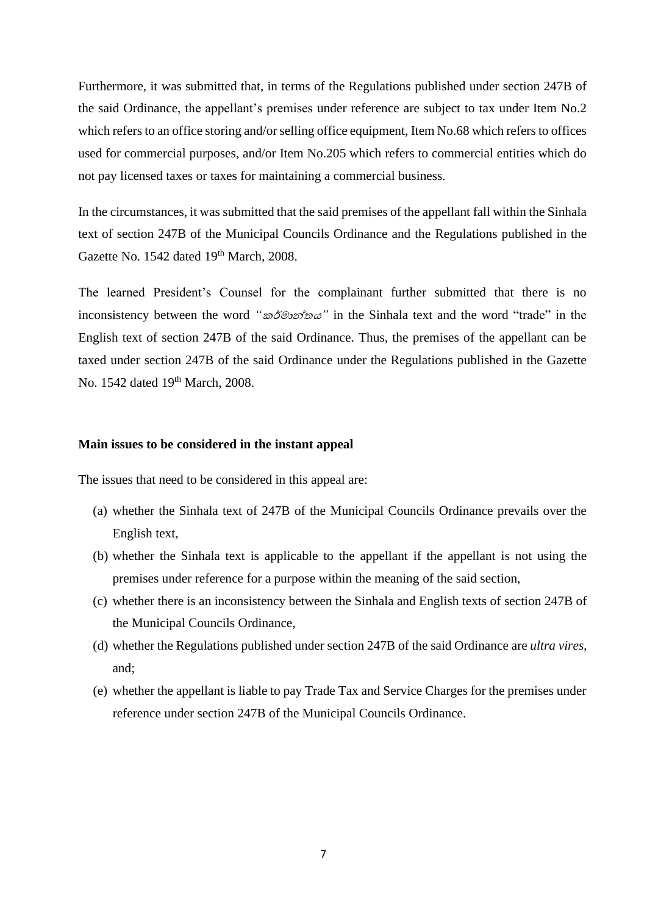Furthermore, it was submitted that, in terms of the Regulations published under section 247B of the said Ordinance, the appellant's premises under reference are subject to tax under Item No.2 which refers to an office storing and/or selling office equipment, Item No.68 which refers to offices used for commercial purposes, and/or Item No.205 which refers to commercial entities which do not pay licensed taxes or taxes for maintaining a commercial business.

In the circumstances, it was submitted that the said premises of the appellant fall within the Sinhala text of section 247B of the Municipal Councils Ordinance and the Regulations published in the Gazette No. 1542 dated 19th March, 2008.

The learned President's Counsel for the complainant further submitted that there is no inconsistency between the word *"කර්මාන්තය"* in the Sinhala text and the word "trade" in the English text of section 247B of the said Ordinance. Thus, the premises of the appellant can be taxed under section 247B of the said Ordinance under the Regulations published in the Gazette No. 1542 dated 19th March, 2008.

**Main issues to be considered in the instant appeal**

The issues that need to be considered in this appeal are:

(a) whether the Sinhala text of 247B of the Municipal Councils Ordinance prevails over the English text,

(b) whether the Sinhala text is applicable to the appellant if the appellant is not using the premises under reference for a purpose within the meaning of the said section,

(c) whether there is an inconsistency between the Sinhala and English texts of section 247B of the Municipal Councils Ordinance,

(d) whether the Regulations published under section 247B of the said Ordinance are *ultra vires*, and;

(e) whether the appellant is liable to pay Trade Tax and Service Charges for the premises under reference under section 247B of the Municipal Councils Ordinance.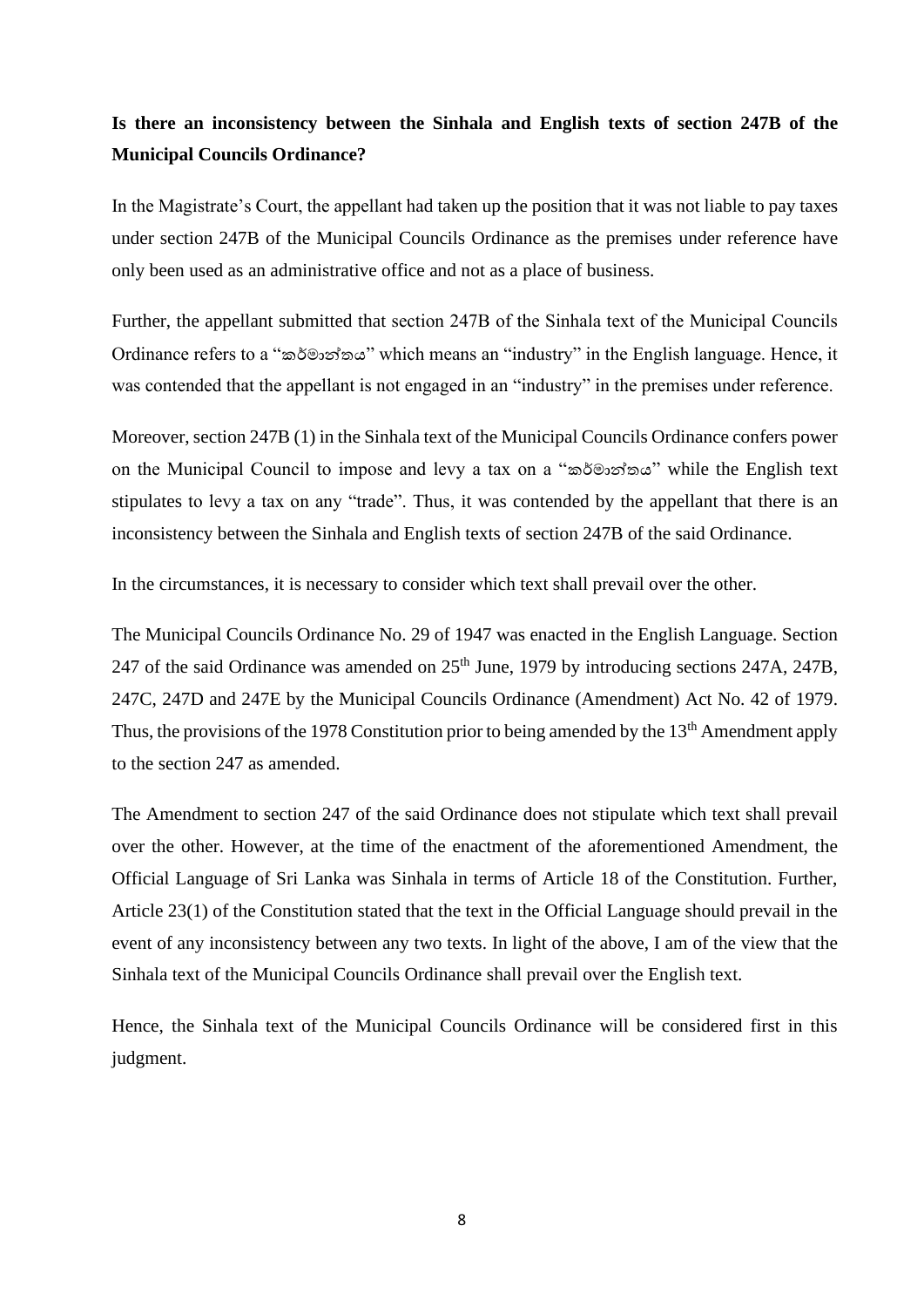**Is there an inconsistency between the Sinhala and English texts of section 247B of the Municipal Councils Ordinance?**

In the Magistrate's Court, the appellant had taken up the position that it was not liable to pay taxes under section 247B of the Municipal Councils Ordinance as the premises under reference have only been used as an administrative office and not as a place of business.

Further, the appellant submitted that section 247B of the Sinhala text of the Municipal Councils Ordinance refers to a "කර්මාන්තය" which means an "industry" in the English language. Hence, it was contended that the appellant is not engaged in an "industry" in the premises under reference.

Moreover, section 247B (1) in the Sinhala text of the Municipal Councils Ordinance confers power on the Municipal Council to impose and levy a tax on a "කර්මාන්තය" while the English text stipulates to levy a tax on any "trade". Thus, it was contended by the appellant that there is an inconsistency between the Sinhala and English texts of section 247B of the said Ordinance.

In the circumstances, it is necessary to consider which text shall prevail over the other.

The Municipal Councils Ordinance No. 29 of 1947 was enacted in the English Language. Section 247 of the said Ordinance was amended on 25th June, 1979 by introducing sections 247A, 247B, 247C, 247D and 247E by the Municipal Councils Ordinance (Amendment) Act No. 42 of 1979. Thus, the provisions of the 1978 Constitution prior to being amended by the 13th Amendment apply to the section 247 as amended.

The Amendment to section 247 of the said Ordinance does not stipulate which text shall prevail over the other. However, at the time of the enactment of the aforementioned Amendment, the Official Language of Sri Lanka was Sinhala in terms of Article 18 of the Constitution. Further, Article 23(1) of the Constitution stated that the text in the Official Language should prevail in the event of any inconsistency between any two texts. In light of the above, I am of the view that the Sinhala text of the Municipal Councils Ordinance shall prevail over the English text.

Hence, the Sinhala text of the Municipal Councils Ordinance will be considered first in this judgment.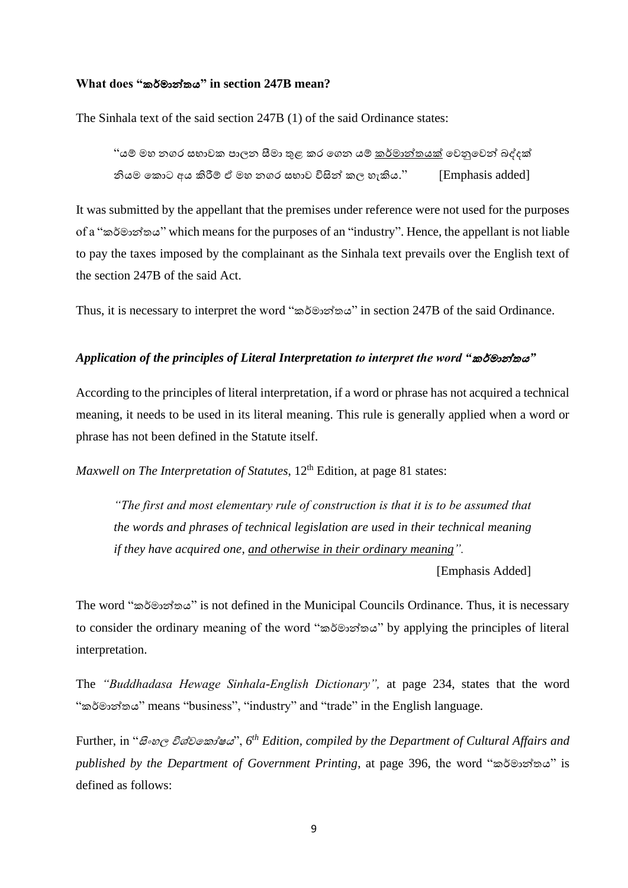**What does "කර්මාන්තය" in section 247B mean?**

The Sinhala text of the said section 247B (1) of the said Ordinance states:

> "යම් මහ නගර සභාවක පාලන සීමා තුළ කර ගෙන යම් <u>කර්මාන්තයක්</u> වෙනුවෙන් බද්දක් නියම කොට අය කිරීම් ඒ මහ නගර සභාව විසින් කල හැකිය." [Emphasis added]

It was submitted by the appellant that the premises under reference were not used for the purposes of a "කර්මාන්තය" which means for the purposes of an "industry". Hence, the appellant is not liable to pay the taxes imposed by the complainant as the Sinhala text prevails over the English text of the section 247B of the said Act.

Thus, it is necessary to interpret the word "කර්මාන්තය" in section 247B of the said Ordinance.

***Application of the principles of Literal Interpretation to interpret the word "කර්මාන්තය"***

According to the principles of literal interpretation, if a word or phrase has not acquired a technical meaning, it needs to be used in its literal meaning. This rule is generally applied when a word or phrase has not been defined in the Statute itself.

*Maxwell on The Interpretation of Statutes*, 12th Edition, at page 81 states:

> *"The first and most elementary rule of construction is that it is to be assumed that the words and phrases of technical legislation are used in their technical meaning if they have acquired one, <u>and otherwise in their ordinary meaning</u>".*
>
> [Emphasis Added]

The word "කර්මාන්තය" is not defined in the Municipal Councils Ordinance. Thus, it is necessary to consider the ordinary meaning of the word "කර්මාන්තය" by applying the principles of literal interpretation.

The *"Buddhadasa Hewage Sinhala-English Dictionary",* at page 234, states that the word "කර්මාන්තය" means "business", "industry" and "trade" in the English language.

Further, in "*සිංහල විශ්වකෝෂය*", *6th Edition, compiled by the Department of Cultural Affairs and published by the Department of Government Printing*, at page 396, the word "කර්මාන්තය" is defined as follows: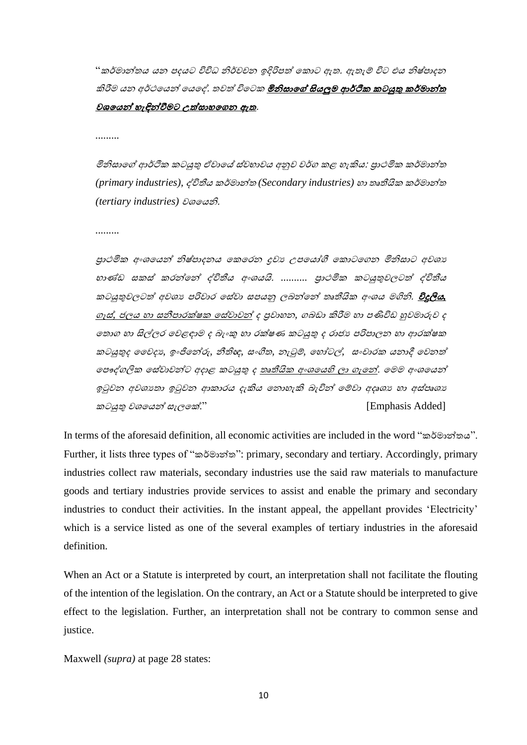"*කර්මාන්තය යන පදයට විවිධ නිර්වචන ඉදිරිපත් කොට ඇත. ඇතැම් විට එය නිෂ්පාදන කිරීම යන අර්ථයෙන් යෙදේ. තවත් විටෙක* ***<u>මිනිසාගේ සියලුම ආර්ථික කටයුතු කර්මාන්ත වශයෙන් හැඳින්වීමට උත්සාහගෙන ඇත</u>***.

.........

*මිනිසාගේ ආර්ථික කටයුතු ඒවායේ ස්වභාවය අනුව වර්ග කළ හැකිය: ප්‍රාථමික කර්මාන්ත (primary industries), ද්විතීය කර්මාන්ත (Secondary industries) හා තෘතීයික කර්මාන්ත (tertiary industries) වශයෙනි.*

.........

*ප්‍රාථමික අංශයෙන් නිෂ්පාදනය කෙරෙන ද්‍රව්‍ය උපයෝගී කොටගෙන මිනිසාට අවශ්‍ය භාණ්ඩ සකස් කරන්නේ ද්විතීය අංශයයි. .......... ප්‍රාථමික කටයුතුවලටත් ද්විතීය කටයුතුවලටත් අවශ්‍ය පරිවාර සේවා සපයනු ලබන්නේ තෘතීයික අංශය මගිනි.* ***<u>විදුලිය,</u>*** *<u>ගෑස්, ජලය හා සනීපාරක්ෂක සේවාවන්</u> ද ප්‍රවාහන, ගබඩා කිරීම හා පණිවිඩ හුවමාරුව ද තොග හා සිල්ලර වෙළඳාම ද බැංකු හා රක්ෂණ කටයුතු ද රාජ්‍ය පරිපාලන හා ආරක්ෂක කටයුතුද වෛද්‍ය, ඉංජිනේරු, නීතිඥ, සංගීත, නැටුම්, හෝටල්, සංචාරක යනාදී වෙනත් පෞද්ගලික සේවාවන්ට අදාළ කටයුතු ද <u>තෘතීයික අංශයෙහි ලා ගැනේ</u>. මෙම අංශයෙන් ඉටුවන අවශ්‍යතා ඉටුවන ආකාරය දැකිය නොහැකි බැවින් මේවා අදෘශ්‍ය හා අස්පෘශ්‍ය කටයුතු වශයෙන් සැලකේ.*" [Emphasis Added]

In terms of the aforesaid definition, all economic activities are included in the word "කර්මාන්තය". Further, it lists three types of "කර්මාන්ත": primary, secondary and tertiary. Accordingly, primary industries collect raw materials, secondary industries use the said raw materials to manufacture goods and tertiary industries provide services to assist and enable the primary and secondary industries to conduct their activities. In the instant appeal, the appellant provides 'Electricity' which is a service listed as one of the several examples of tertiary industries in the aforesaid definition.

When an Act or a Statute is interpreted by court, an interpretation shall not facilitate the flouting of the intention of the legislation. On the contrary, an Act or a Statute should be interpreted to give effect to the legislation. Further, an interpretation shall not be contrary to common sense and justice.

Maxwell *(supra)* at page 28 states: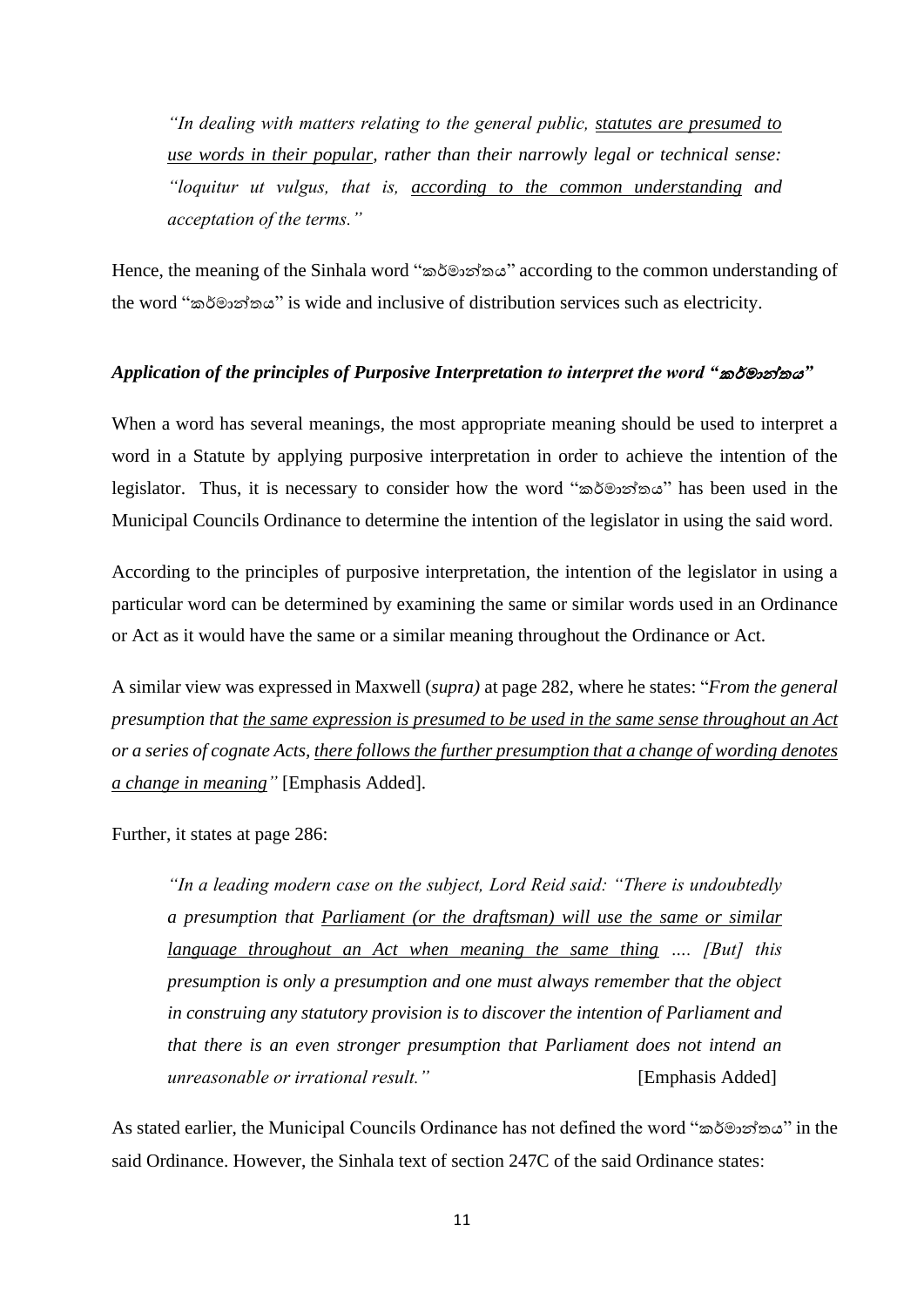> *"In dealing with matters relating to the general public, statutes are presumed to use words in their popular, rather than their narrowly legal or technical sense: "loquitur ut vulgus, that is, according to the common understanding and acceptation of the terms."*

Hence, the meaning of the Sinhala word "කර්මාන්තය" according to the common understanding of the word "කර්මාන්තය" is wide and inclusive of distribution services such as electricity.

***Application of the principles of Purposive Interpretation to interpret the word "කර්මාන්තය"***

When a word has several meanings, the most appropriate meaning should be used to interpret a word in a Statute by applying purposive interpretation in order to achieve the intention of the legislator. Thus, it is necessary to consider how the word "කර්මාන්තය" has been used in the Municipal Councils Ordinance to determine the intention of the legislator in using the said word.

According to the principles of purposive interpretation, the intention of the legislator in using a particular word can be determined by examining the same or similar words used in an Ordinance or Act as it would have the same or a similar meaning throughout the Ordinance or Act.

A similar view was expressed in Maxwell (*supra)* at page 282, where he states: "*From the general presumption that the same expression is presumed to be used in the same sense throughout an Act or a series of cognate Acts, there follows the further presumption that a change of wording denotes a change in meaning"* [Emphasis Added].

Further, it states at page 286:

> *"In a leading modern case on the subject, Lord Reid said: "There is undoubtedly a presumption that Parliament (or the draftsman) will use the same or similar language throughout an Act when meaning the same thing .... [But] this presumption is only a presumption and one must always remember that the object in construing any statutory provision is to discover the intention of Parliament and that there is an even stronger presumption that Parliament does not intend an unreasonable or irrational result."* [Emphasis Added]

As stated earlier, the Municipal Councils Ordinance has not defined the word "කර්මාන්තය" in the said Ordinance. However, the Sinhala text of section 247C of the said Ordinance states: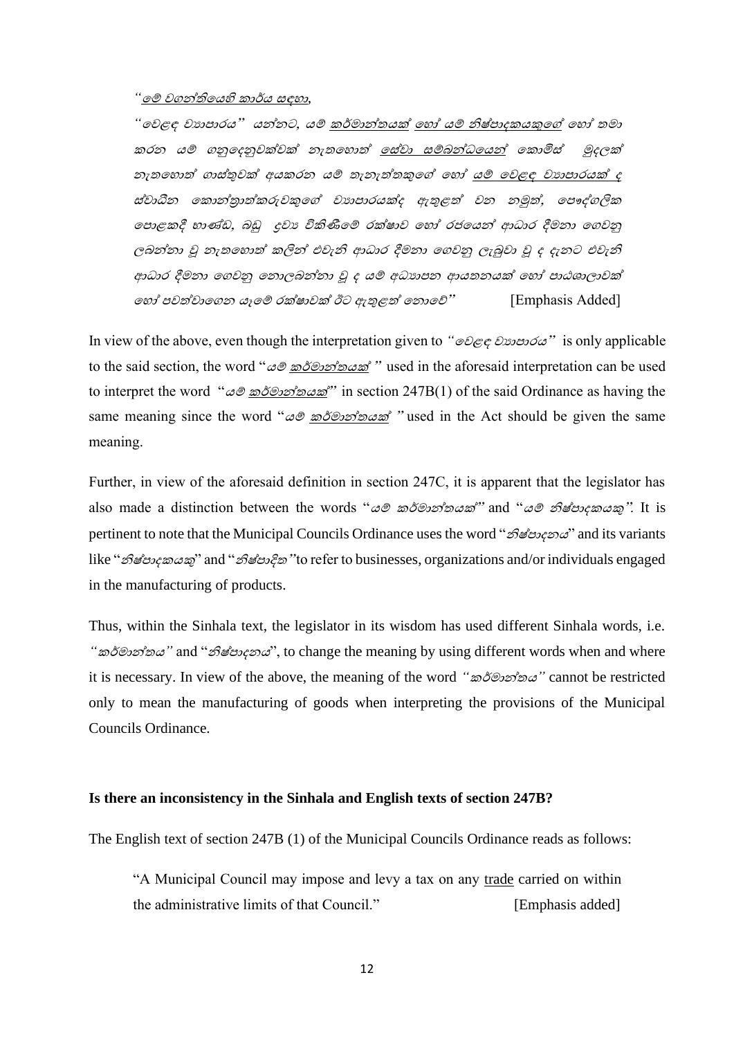*"මේ වගන්තියෙහි කාර්ය සඳහා,*

*"වෙළඳ ව්‍යාපාරය" යන්නට, යම් කර්මාන්තයක් හෝ යම් නිෂ්පාදකයකුගේ හෝ තමා කරන යම් ගනුදෙනුවක්වක් නැතහොත් සේවා සම්බන්ධයෙන් කොමිස් මුදලක් නැතහොත් ගාස්තුවක් අයකරන යම් තැනැත්තකුගේ හෝ යම් වෙළඳ ව්‍යාපාරයක් ද ස්වාධීන කොන්ත්‍රාත්කරුවකුගේ ව්‍යාපාරයක්ද ඇතුළත් වන නමුත්, පෞද්ගලික පොළකදී භාණ්ඩ, බඩු ද්‍රව්‍ය විකිණීමේ රක්ෂාව හෝ රජයෙන් ආධාර දීමනා ගෙවනු ලබන්නා වූ නැතහොත් කලින් එවැනි ආධාර දීමනා ගෙවනු ලැබුවා වූ ද දැනට එවැනි ආධාර දීමනා ගෙවනු නොලබන්නා වූ ද යම් අධ්‍යාපන ආයතනයක් හෝ පාඨශාලාවක් හෝ පවත්වාගෙන යෑමේ රක්ෂාවක් ඊට ඇතුළත් නොවේ"* [Emphasis Added]

In view of the above, even though the interpretation given to *"වෙළඳ ව්‍යාපාරය"* is only applicable to the said section, the word "*යම් කර්මාන්තයක්* " used in the aforesaid interpretation can be used to interpret the word "*යම් කර්මාන්තයක්*" in section 247B(1) of the said Ordinance as having the same meaning since the word "*යම් කර්මාන්තයක්* " used in the Act should be given the same meaning.

Further, in view of the aforesaid definition in section 247C, it is apparent that the legislator has also made a distinction between the words "*යම් කර්මාන්තයක්*" and "*යම් නිෂ්පාදකයකු*". It is pertinent to note that the Municipal Councils Ordinance uses the word "*නිෂ්පාදනය*" and its variants like "*නිෂ්පාදකයකු*" and "*නිෂ්පාදිත*"to refer to businesses, organizations and/or individuals engaged in the manufacturing of products.

Thus, within the Sinhala text, the legislator in its wisdom has used different Sinhala words, i.e. *"කර්මාන්තය"* and "*නිෂ්පාදනය*", to change the meaning by using different words when and where it is necessary. In view of the above, the meaning of the word *"කර්මාන්තය"* cannot be restricted only to mean the manufacturing of goods when interpreting the provisions of the Municipal Councils Ordinance.

**Is there an inconsistency in the Sinhala and English texts of section 247B?**

The English text of section 247B (1) of the Municipal Councils Ordinance reads as follows:

> "A Municipal Council may impose and levy a tax on any trade carried on within the administrative limits of that Council." [Emphasis added]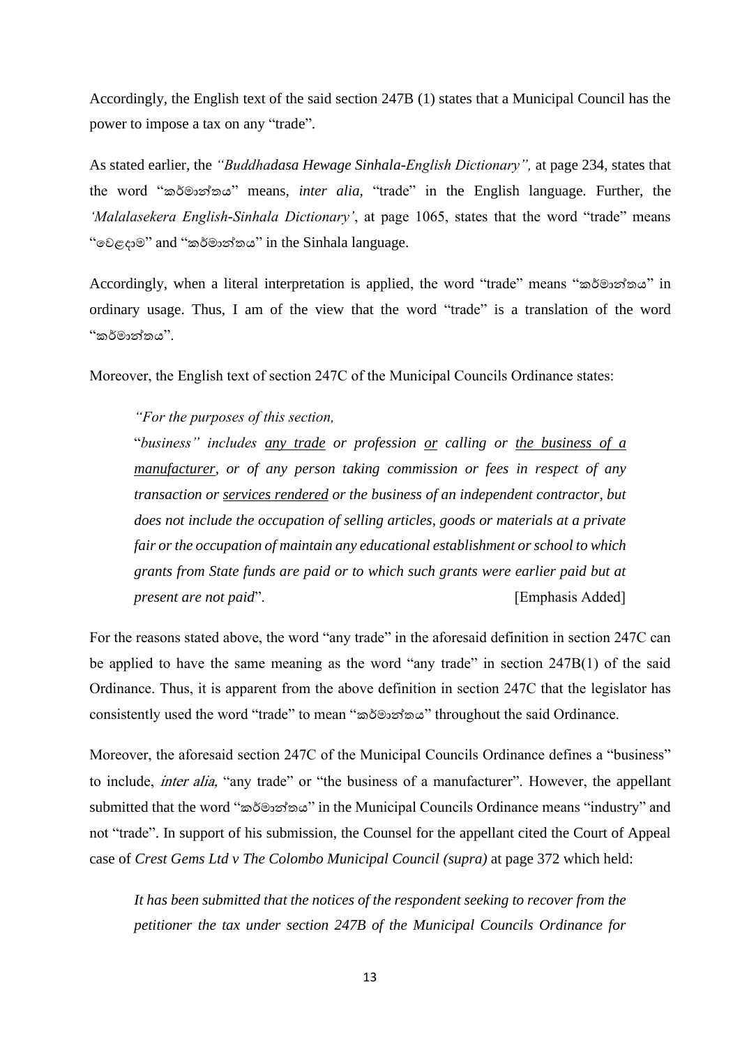Accordingly, the English text of the said section 247B (1) states that a Municipal Council has the power to impose a tax on any "trade".

As stated earlier, the *"Buddhadasa Hewage Sinhala-English Dictionary",* at page 234, states that the word "කර්මාන්තය" means, *inter alia,* "trade" in the English language. Further, the *'Malalasekera English-Sinhala Dictionary'*, at page 1065, states that the word "trade" means "වෙළදාම" and "කර්මාන්තය" in the Sinhala language.

Accordingly, when a literal interpretation is applied, the word "trade" means "කර්මාන්තය" in ordinary usage. Thus, I am of the view that the word "trade" is a translation of the word "කර්මාන්තය".

Moreover, the English text of section 247C of the Municipal Councils Ordinance states:

> *"For the purposes of this section,*
>
> "*business" includes <u>any trade</u> or profession <u>or</u> calling or <u>the business of a manufacturer</u>, or of any person taking commission or fees in respect of any transaction or <u>services rendered</u> or the business of an independent contractor, but does not include the occupation of selling articles, goods or materials at a private fair or the occupation of maintain any educational establishment or school to which grants from State funds are paid or to which such grants were earlier paid but at present are not paid*". [Emphasis Added]

For the reasons stated above, the word "any trade" in the aforesaid definition in section 247C can be applied to have the same meaning as the word "any trade" in section 247B(1) of the said Ordinance. Thus, it is apparent from the above definition in section 247C that the legislator has consistently used the word "trade" to mean "කර්මාන්තය" throughout the said Ordinance.

Moreover, the aforesaid section 247C of the Municipal Councils Ordinance defines a "business" to include, *inter alia,* "any trade" or "the business of a manufacturer". However, the appellant submitted that the word "කර්මාන්තය" in the Municipal Councils Ordinance means "industry" and not "trade". In support of his submission, the Counsel for the appellant cited the Court of Appeal case of *Crest Gems Ltd v The Colombo Municipal Council (supra)* at page 372 which held:

> *It has been submitted that the notices of the respondent seeking to recover from the petitioner the tax under section 247B of the Municipal Councils Ordinance for*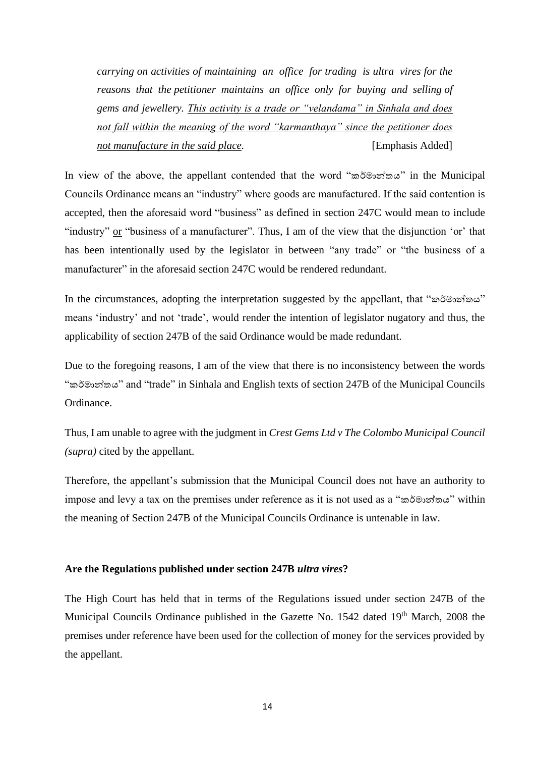*carrying on activities of maintaining an office for trading is ultra vires for the reasons that the petitioner maintains an office only for buying and selling of gems and jewellery. <u>This activity is a trade or "velandama" in Sinhala and does not fall within the meaning of the word "karmanthaya" since the petitioner does not manufacture in the said place.</u>* [Emphasis Added]

In view of the above, the appellant contended that the word "කර්මාන්තය" in the Municipal Councils Ordinance means an "industry" where goods are manufactured. If the said contention is accepted, then the aforesaid word "business" as defined in section 247C would mean to include "industry" <u>or</u> "business of a manufacturer". Thus, I am of the view that the disjunction 'or' that has been intentionally used by the legislator in between "any trade" or "the business of a manufacturer" in the aforesaid section 247C would be rendered redundant.

In the circumstances, adopting the interpretation suggested by the appellant, that "කර්මාන්තය" means 'industry' and not 'trade', would render the intention of legislator nugatory and thus, the applicability of section 247B of the said Ordinance would be made redundant.

Due to the foregoing reasons, I am of the view that there is no inconsistency between the words "කර්මාන්තය" and "trade" in Sinhala and English texts of section 247B of the Municipal Councils Ordinance.

Thus, I am unable to agree with the judgment in *Crest Gems Ltd v The Colombo Municipal Council (supra)* cited by the appellant.

Therefore, the appellant's submission that the Municipal Council does not have an authority to impose and levy a tax on the premises under reference as it is not used as a "කර්මාන්තය" within the meaning of Section 247B of the Municipal Councils Ordinance is untenable in law.

**Are the Regulations published under section 247B *ultra vires*?**

The High Court has held that in terms of the Regulations issued under section 247B of the Municipal Councils Ordinance published in the Gazette No. 1542 dated 19th March, 2008 the premises under reference have been used for the collection of money for the services provided by the appellant.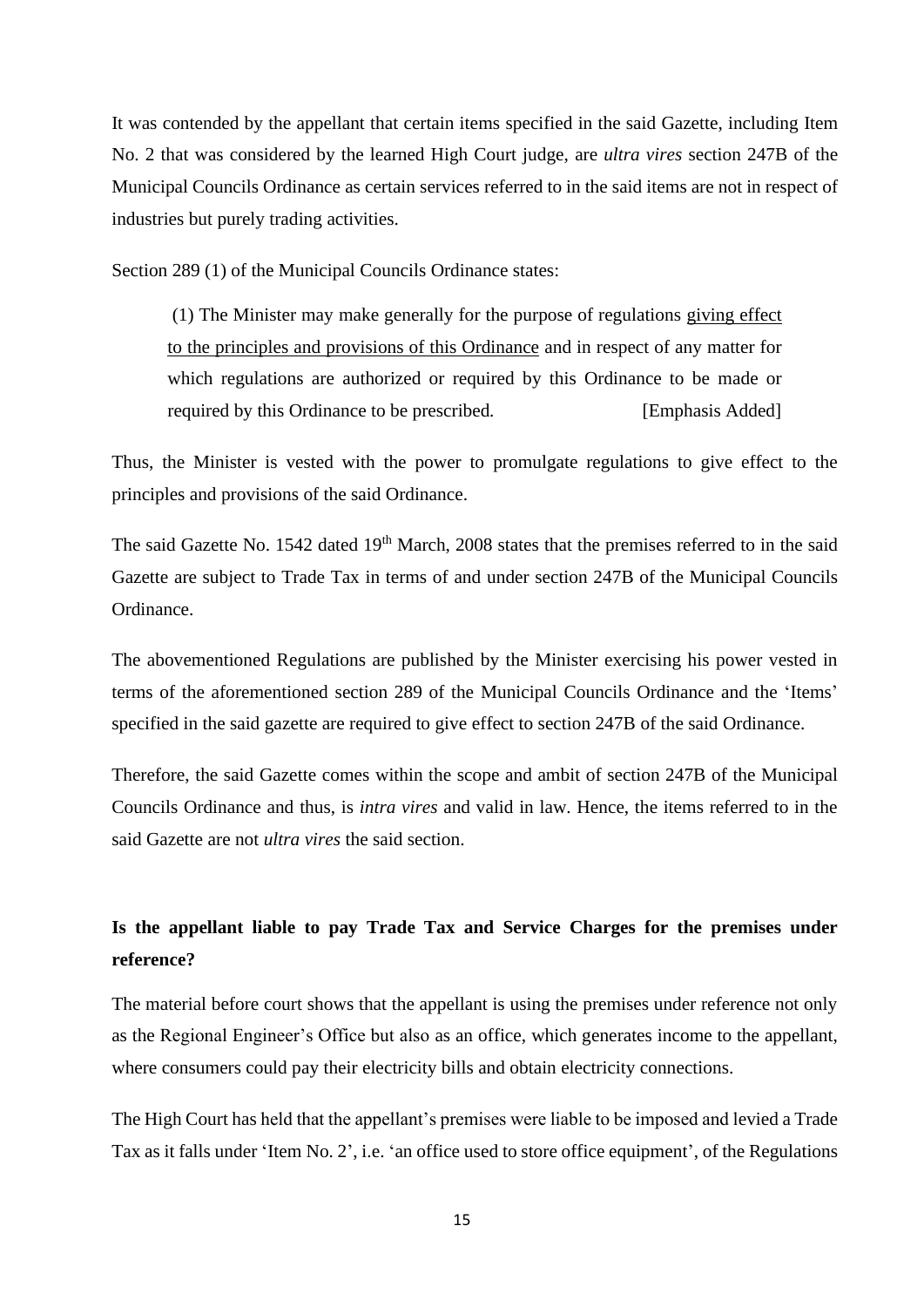It was contended by the appellant that certain items specified in the said Gazette, including Item No. 2 that was considered by the learned High Court judge, are *ultra vires* section 247B of the Municipal Councils Ordinance as certain services referred to in the said items are not in respect of industries but purely trading activities.

Section 289 (1) of the Municipal Councils Ordinance states:

> (1) The Minister may make generally for the purpose of regulations <u>giving effect to the principles and provisions of this Ordinance</u> and in respect of any matter for which regulations are authorized or required by this Ordinance to be made or required by this Ordinance to be prescribed. [Emphasis Added]

Thus, the Minister is vested with the power to promulgate regulations to give effect to the principles and provisions of the said Ordinance.

The said Gazette No. 1542 dated 19th March, 2008 states that the premises referred to in the said Gazette are subject to Trade Tax in terms of and under section 247B of the Municipal Councils Ordinance.

The abovementioned Regulations are published by the Minister exercising his power vested in terms of the aforementioned section 289 of the Municipal Councils Ordinance and the 'Items' specified in the said gazette are required to give effect to section 247B of the said Ordinance.

Therefore, the said Gazette comes within the scope and ambit of section 247B of the Municipal Councils Ordinance and thus, is *intra vires* and valid in law. Hence, the items referred to in the said Gazette are not *ultra vires* the said section.

**Is the appellant liable to pay Trade Tax and Service Charges for the premises under reference?**

The material before court shows that the appellant is using the premises under reference not only as the Regional Engineer's Office but also as an office, which generates income to the appellant, where consumers could pay their electricity bills and obtain electricity connections.

The High Court has held that the appellant's premises were liable to be imposed and levied a Trade Tax as it falls under 'Item No. 2', i.e. 'an office used to store office equipment', of the Regulations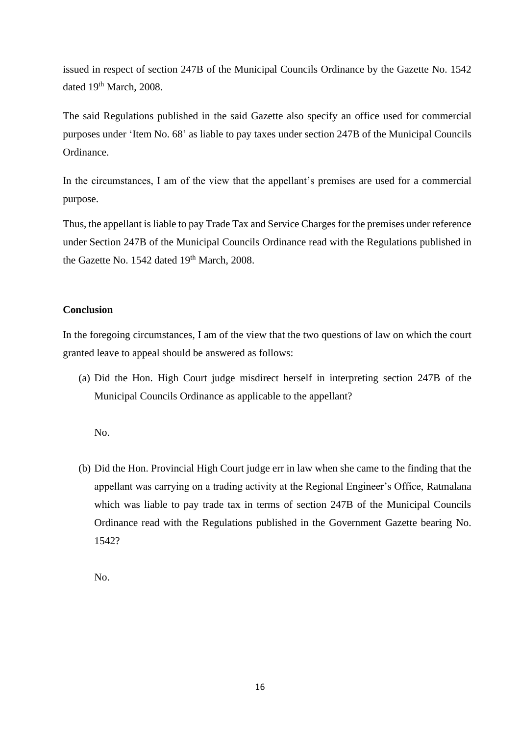issued in respect of section 247B of the Municipal Councils Ordinance by the Gazette No. 1542 dated 19th March, 2008.

The said Regulations published in the said Gazette also specify an office used for commercial purposes under 'Item No. 68' as liable to pay taxes under section 247B of the Municipal Councils Ordinance.

In the circumstances, I am of the view that the appellant's premises are used for a commercial purpose.

Thus, the appellant is liable to pay Trade Tax and Service Charges for the premises under reference under Section 247B of the Municipal Councils Ordinance read with the Regulations published in the Gazette No. 1542 dated 19th March, 2008.

**Conclusion**

In the foregoing circumstances, I am of the view that the two questions of law on which the court granted leave to appeal should be answered as follows:

(a) Did the Hon. High Court judge misdirect herself in interpreting section 247B of the Municipal Councils Ordinance as applicable to the appellant?

No.

(b) Did the Hon. Provincial High Court judge err in law when she came to the finding that the appellant was carrying on a trading activity at the Regional Engineer's Office, Ratmalana which was liable to pay trade tax in terms of section 247B of the Municipal Councils Ordinance read with the Regulations published in the Government Gazette bearing No. 1542?

No.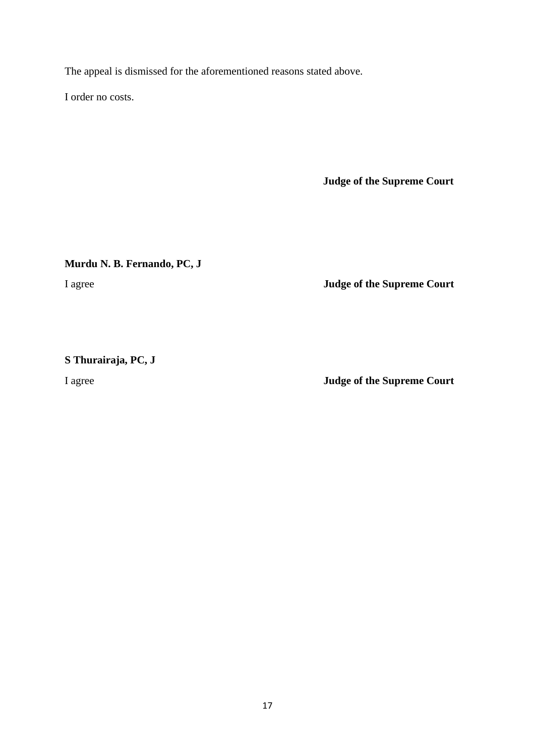The appeal is dismissed for the aforementioned reasons stated above.

I order no costs.

**Judge of the Supreme Court**

**Murdu N. B. Fernando, PC, J**

I agree

**Judge of the Supreme Court**

**S Thurairaja, PC, J**

I agree

**Judge of the Supreme Court**